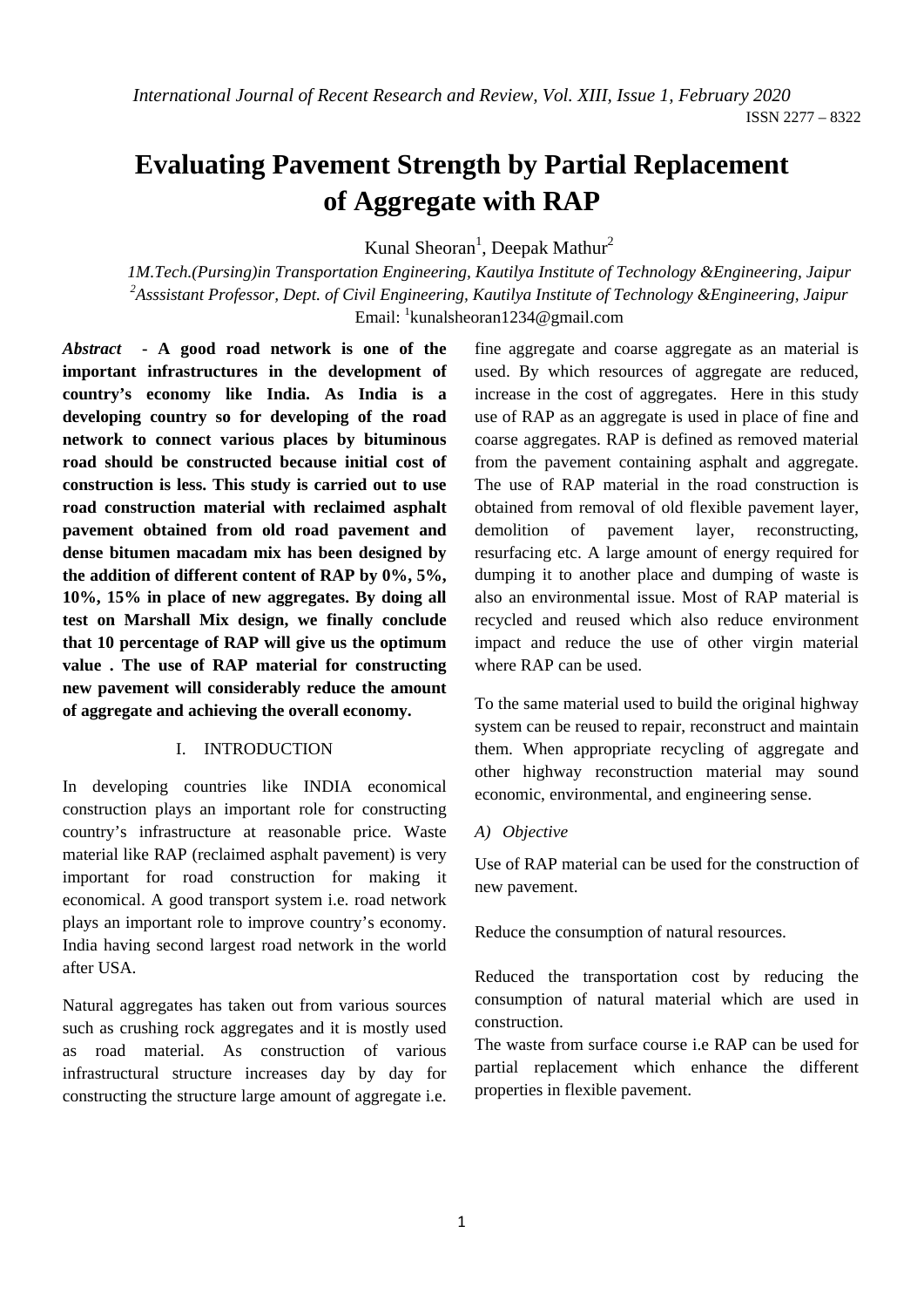# Evaluating Pavement Strength by Partial Replacement of Aggregate with RAP

Kunal Sheoran[1], Deepak Mathur[2]

*1M.Tech.(Pursing)in Transportation Engineering, Kautilya Institute of Technology &Engineering, Jaipur*
*[2]Asssistant Professor, Dept. of Civil Engineering, Kautilya Institute of Technology &Engineering, Jaipur*
Email: [1]kunalsheoran1234@gmail.com

***Abstract* - A good road network is one of the important infrastructures in the development of country's economy like India. As India is a developing country so for developing of the road network to connect various places by bituminous road should be constructed because initial cost of construction is less. This study is carried out to use road construction material with reclaimed asphalt pavement obtained from old road pavement and dense bitumen macadam mix has been designed by the addition of different content of RAP by 0%, 5%, 10%, 15% in place of new aggregates. By doing all test on Marshall Mix design, we finally conclude that 10 percentage of RAP will give us the optimum value . The use of RAP material for constructing new pavement will considerably reduce the amount of aggregate and achieving the overall economy.**

## I. INTRODUCTION

In developing countries like INDIA economical construction plays an important role for constructing country's infrastructure at reasonable price. Waste material like RAP (reclaimed asphalt pavement) is very important for road construction for making it economical. A good transport system i.e. road network plays an important role to improve country's economy. India having second largest road network in the world after USA.

Natural aggregates has taken out from various sources such as crushing rock aggregates and it is mostly used as road material. As construction of various infrastructural structure increases day by day for constructing the structure large amount of aggregate i.e. fine aggregate and coarse aggregate as an material is used. By which resources of aggregate are reduced, increase in the cost of aggregates. Here in this study use of RAP as an aggregate is used in place of fine and coarse aggregates. RAP is defined as removed material from the pavement containing asphalt and aggregate. The use of RAP material in the road construction is obtained from removal of old flexible pavement layer, demolition of pavement layer, reconstructing, resurfacing etc. A large amount of energy required for dumping it to another place and dumping of waste is also an environmental issue. Most of RAP material is recycled and reused which also reduce environment impact and reduce the use of other virgin material where RAP can be used.

To the same material used to build the original highway system can be reused to repair, reconstruct and maintain them. When appropriate recycling of aggregate and other highway reconstruction material may sound economic, environmental, and engineering sense.

### A) Objective

Use of RAP material can be used for the construction of new pavement.

Reduce the consumption of natural resources.

Reduced the transportation cost by reducing the consumption of natural material which are used in construction.

The waste from surface course i.e RAP can be used for partial replacement which enhance the different properties in flexible pavement.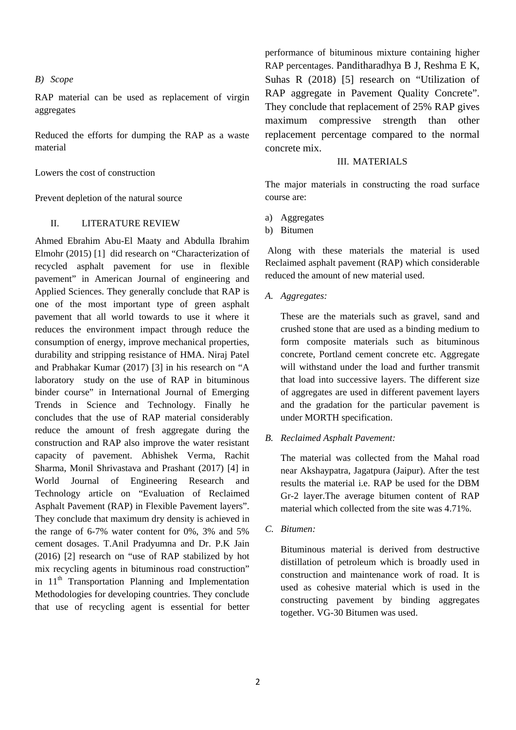*B) Scope*

RAP material can be used as replacement of virgin aggregates

Reduced the efforts for dumping the RAP as a waste material

Lowers the cost of construction

Prevent depletion of the natural source

## II. LITERATURE REVIEW

Ahmed Ebrahim Abu-El Maaty and Abdulla Ibrahim Elmohr (2015) [1] did research on "Characterization of recycled asphalt pavement for use in flexible pavement" in American Journal of engineering and Applied Sciences. They generally conclude that RAP is one of the most important type of green asphalt pavement that all world towards to use it where it reduces the environment impact through reduce the consumption of energy, improve mechanical properties, durability and stripping resistance of HMA. Niraj Patel and Prabhakar Kumar (2017) [3] in his research on "A laboratory study on the use of RAP in bituminous binder course" in International Journal of Emerging Trends in Science and Technology. Finally he concludes that the use of RAP material considerably reduce the amount of fresh aggregate during the construction and RAP also improve the water resistant capacity of pavement. Abhishek Verma, Rachit Sharma, Monil Shrivastava and Prashant (2017) [4] in World Journal of Engineering Research and Technology article on "Evaluation of Reclaimed Asphalt Pavement (RAP) in Flexible Pavement layers". They conclude that maximum dry density is achieved in the range of 6-7% water content for 0%, 3% and 5% cement dosages. T.Anil Pradyumna and Dr. P.K Jain (2016) [2] research on "use of RAP stabilized by hot mix recycling agents in bituminous road construction" in 11th Transportation Planning and Implementation Methodologies for developing countries. They conclude that use of recycling agent is essential for better performance of bituminous mixture containing higher RAP percentages. Panditharadhya B J, Reshma E K, Suhas R (2018) [5] research on "Utilization of RAP aggregate in Pavement Quality Concrete". They conclude that replacement of 25% RAP gives maximum compressive strength than other replacement percentage compared to the normal concrete mix.

## III. MATERIALS

The major materials in constructing the road surface course are:

a) Aggregates
b) Bitumen

Along with these materials the material is used Reclaimed asphalt pavement (RAP) which considerable reduced the amount of new material used.

*A. Aggregates:*

These are the materials such as gravel, sand and crushed stone that are used as a binding medium to form composite materials such as bituminous concrete, Portland cement concrete etc. Aggregate will withstand under the load and further transmit that load into successive layers. The different size of aggregates are used in different pavement layers and the gradation for the particular pavement is under MORTH specification.

*B. Reclaimed Asphalt Pavement:*

The material was collected from the Mahal road near Akshaypatra, Jagatpura (Jaipur). After the test results the material i.e. RAP be used for the DBM Gr-2 layer.The average bitumen content of RAP material which collected from the site was 4.71%.

*C. Bitumen:*

Bituminous material is derived from destructive distillation of petroleum which is broadly used in construction and maintenance work of road. It is used as cohesive material which is used in the constructing pavement by binding aggregates together. VG-30 Bitumen was used.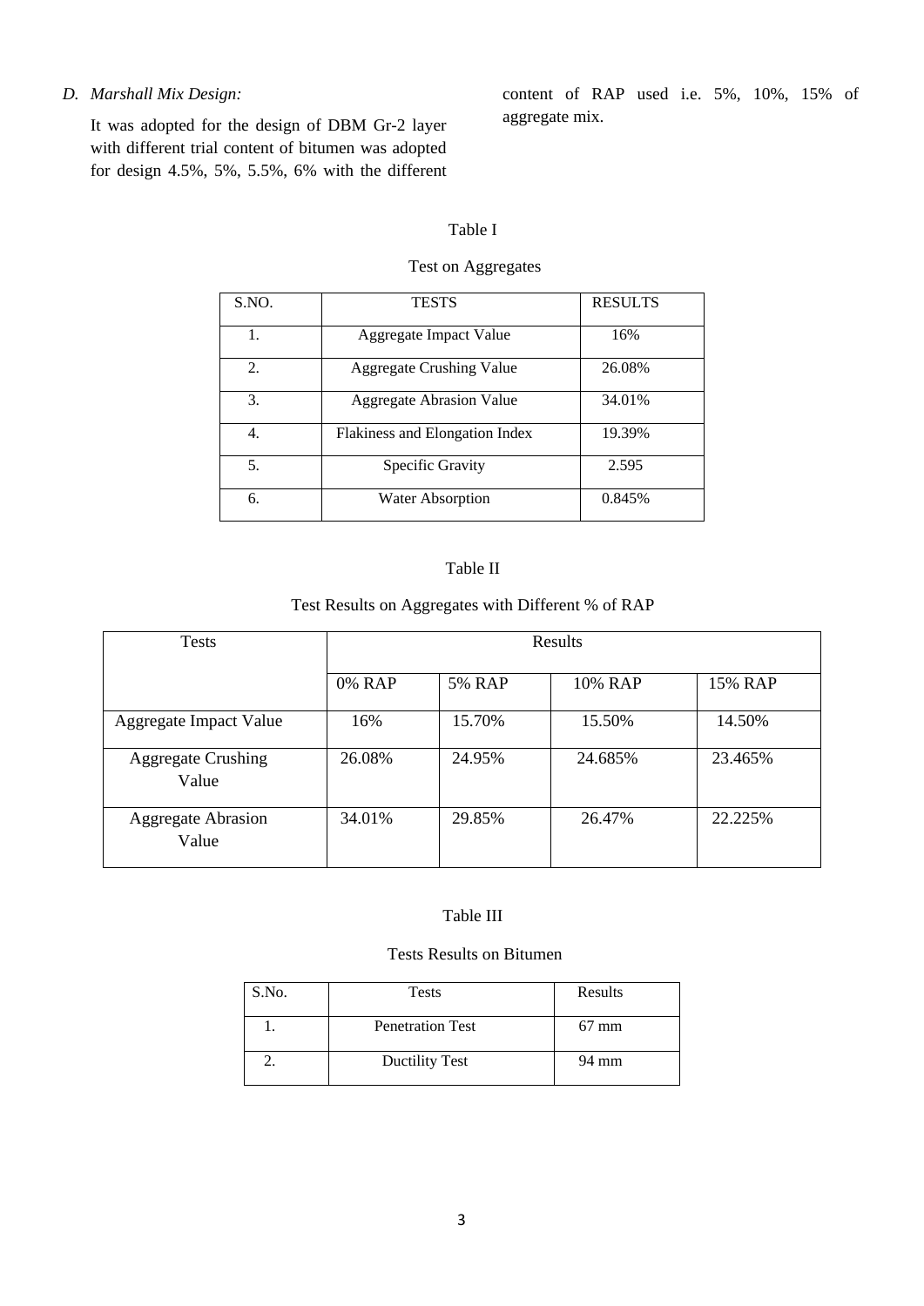### D. *Marshall Mix Design:*

It was adopted for the design of DBM Gr-2 layer with different trial content of bitumen was adopted for design 4.5%, 5%, 5.5%, 6% with the different content of RAP used i.e. 5%, 10%, 15% of aggregate mix.

Table I

Test on Aggregates

| S.NO. | TESTS | RESULTS |
|---|---|---|
| 1. | Aggregate Impact Value | 16% |
| 2. | Aggregate Crushing Value | 26.08% |
| 3. | Aggregate Abrasion Value | 34.01% |
| 4. | Flakiness and Elongation Index | 19.39% |
| 5. | Specific Gravity | 2.595 |
| 6. | Water Absorption | 0.845% |

Table II

Test Results on Aggregates with Different % of RAP

| Tests | Results | | | |
|---|---|---|---|---|
| | 0% RAP | 5% RAP | 10% RAP | 15% RAP |
| Aggregate Impact Value | 16% | 15.70% | 15.50% | 14.50% |
| Aggregate Crushing Value | 26.08% | 24.95% | 24.685% | 23.465% |
| Aggregate Abrasion Value | 34.01% | 29.85% | 26.47% | 22.225% |

Table III

Tests Results on Bitumen

| S.No. | Tests | Results |
|---|---|---|
| 1. | Penetration Test | 67 mm |
| 2. | Ductility Test | 94 mm |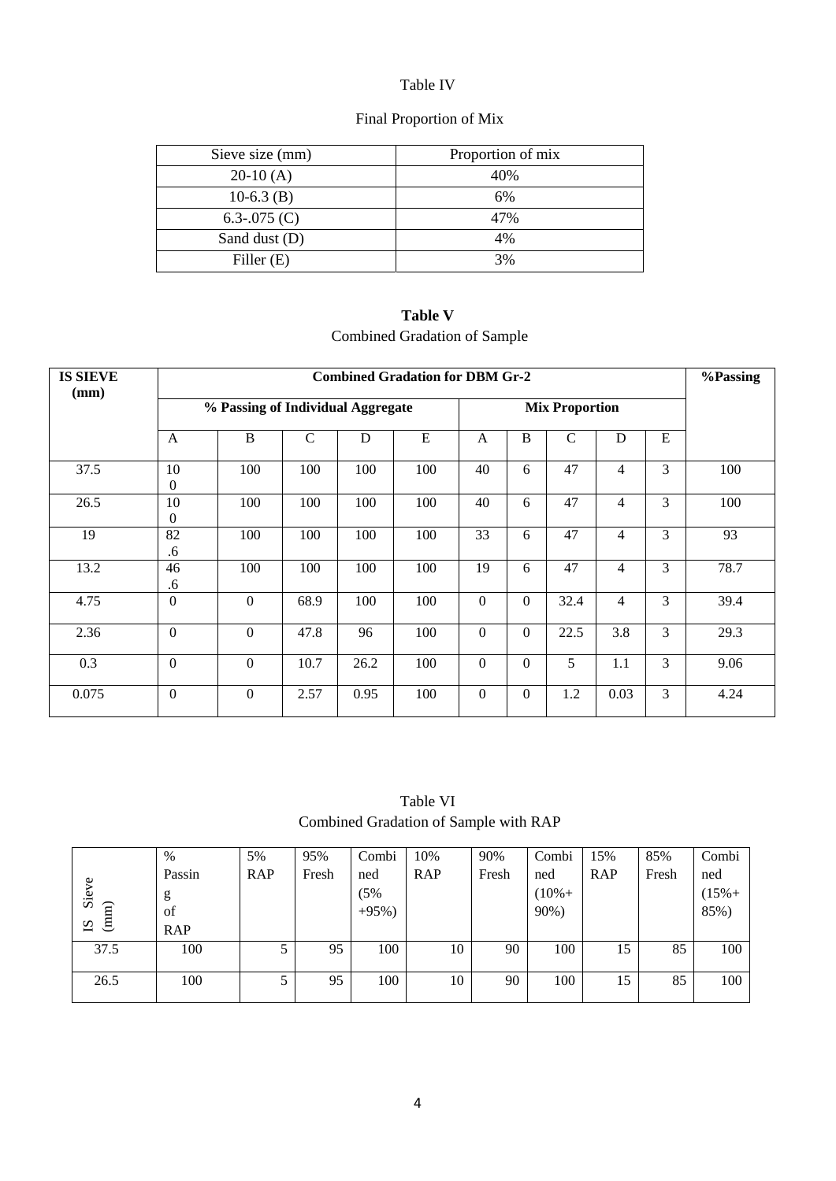Table IV

Final Proportion of Mix

| Sieve size (mm) | Proportion of mix |
|---|---|
| 20-10 (A) | 40% |
| 10-6.3 (B) | 6% |
| 6.3-.075 (C) | 47% |
| Sand dust (D) | 4% |
| Filler (E) | 3% |

**Table V**

Combined Gradation of Sample

| **IS SIEVE (mm)** | **Combined Gradation for DBM Gr-2** | | | | | | | | | | **%Passing** |
|---|---|---|---|---|---|---|---|---|---|---|---|
| | **% Passing of Individual Aggregate** | | | | | **Mix Proportion** | | | | | |
| | A | B | C | D | E | A | B | C | D | E | |
| 37.5 | 100 | 100 | 100 | 100 | 100 | 40 | 6 | 47 | 4 | 3 | 100 |
| 26.5 | 100 | 100 | 100 | 100 | 100 | 40 | 6 | 47 | 4 | 3 | 100 |
| 19 | 82.6 | 100 | 100 | 100 | 100 | 33 | 6 | 47 | 4 | 3 | 93 |
| 13.2 | 46.6 | 100 | 100 | 100 | 100 | 19 | 6 | 47 | 4 | 3 | 78.7 |
| 4.75 | 0 | 0 | 68.9 | 100 | 100 | 0 | 0 | 32.4 | 4 | 3 | 39.4 |
| 2.36 | 0 | 0 | 47.8 | 96 | 100 | 0 | 0 | 22.5 | 3.8 | 3 | 29.3 |
| 0.3 | 0 | 0 | 10.7 | 26.2 | 100 | 0 | 0 | 5 | 1.1 | 3 | 9.06 |
| 0.075 | 0 | 0 | 2.57 | 0.95 | 100 | 0 | 0 | 1.2 | 0.03 | 3 | 4.24 |

Table VI

Combined Gradation of Sample with RAP

| IS Sieve (mm) | % Passing of RAP | 5% RAP | 95% Fresh | Combined (5% +95%) | 10% RAP | 90% Fresh | Combined (10%+ 90%) | 15% RAP | 85% Fresh | Combined (15%+ 85%) |
|---|---|---|---|---|---|---|---|---|---|---|
| 37.5 | 100 | 5 | 95 | 100 | 10 | 90 | 100 | 15 | 85 | 100 |
| 26.5 | 100 | 5 | 95 | 100 | 10 | 90 | 100 | 15 | 85 | 100 |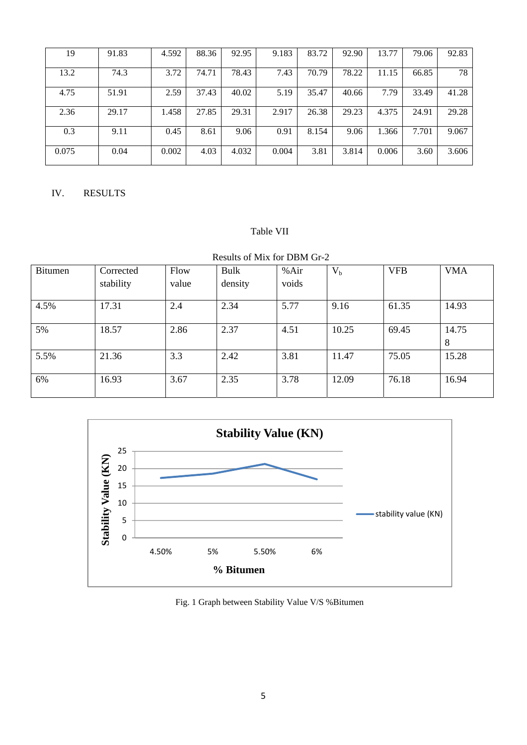| | | | | | | | | | | |
|---|---|---|---|---|---|---|---|---|---|---|
| 19 | 91.83 | 4.592 | 88.36 | 92.95 | 9.183 | 83.72 | 92.90 | 13.77 | 79.06 | 92.83 |
| 13.2 | 74.3 | 3.72 | 74.71 | 78.43 | 7.43 | 70.79 | 78.22 | 11.15 | 66.85 | 78 |
| 4.75 | 51.91 | 2.59 | 37.43 | 40.02 | 5.19 | 35.47 | 40.66 | 7.79 | 33.49 | 41.28 |
| 2.36 | 29.17 | 1.458 | 27.85 | 29.31 | 2.917 | 26.38 | 29.23 | 4.375 | 24.91 | 29.28 |
| 0.3 | 9.11 | 0.45 | 8.61 | 9.06 | 0.91 | 8.154 | 9.06 | 1.366 | 7.701 | 9.067 |
| 0.075 | 0.04 | 0.002 | 4.03 | 4.032 | 0.004 | 3.81 | 3.814 | 0.006 | 3.60 | 3.606 |

## IV. RESULTS

Table VII

Results of Mix for DBM Gr-2

| Bitumen | Corrected stability | Flow value | Bulk density | %Air voids | $V_b$ | VFB | VMA |
|---|---|---|---|---|---|---|---|
| 4.5% | 17.31 | 2.4 | 2.34 | 5.77 | 9.16 | 61.35 | 14.93 |
| 5% | 18.57 | 2.86 | 2.37 | 4.51 | 10.25 | 69.45 | 14.758 |
| 5.5% | 21.36 | 3.3 | 2.42 | 3.81 | 11.47 | 75.05 | 15.28 |
| 6% | 16.93 | 3.67 | 2.35 | 3.78 | 12.09 | 76.18 | 16.94 |

Fig. 1 Graph between Stability Value V/S %Bitumen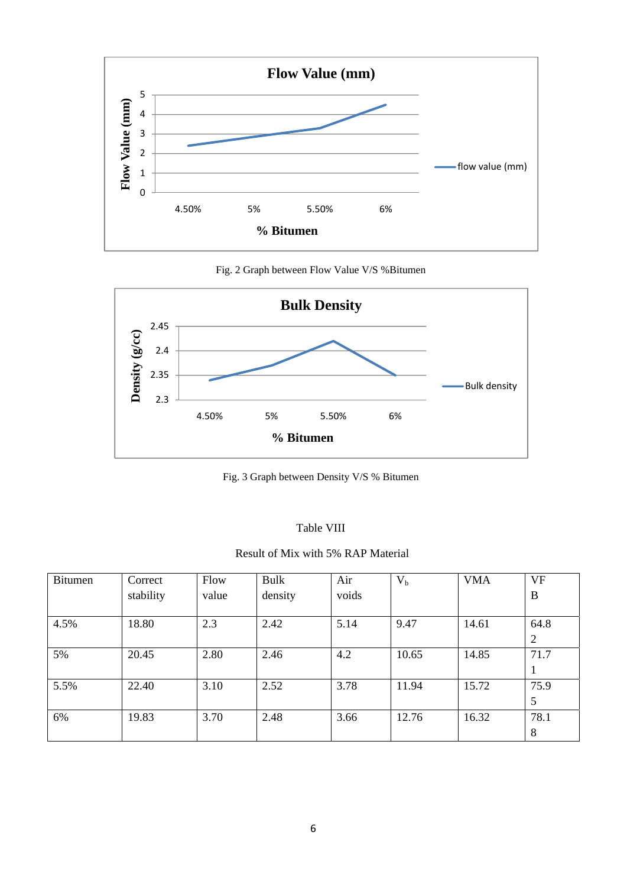Fig. 2 Graph between Flow Value V/S %Bitumen

Fig. 3 Graph between Density V/S % Bitumen

Table VIII

Result of Mix with 5% RAP Material

| Bitumen | Correct stability | Flow value | Bulk density | Air voids | $V_b$ | VMA | VFB |
|---|---|---|---|---|---|---|---|
| 4.5% | 18.80 | 2.3 | 2.42 | 5.14 | 9.47 | 14.61 | 64.82 |
| 5% | 20.45 | 2.80 | 2.46 | 4.2 | 10.65 | 14.85 | 71.71 |
| 5.5% | 22.40 | 3.10 | 2.52 | 3.78 | 11.94 | 15.72 | 75.95 |
| 6% | 19.83 | 3.70 | 2.48 | 3.66 | 12.76 | 16.32 | 78.18 |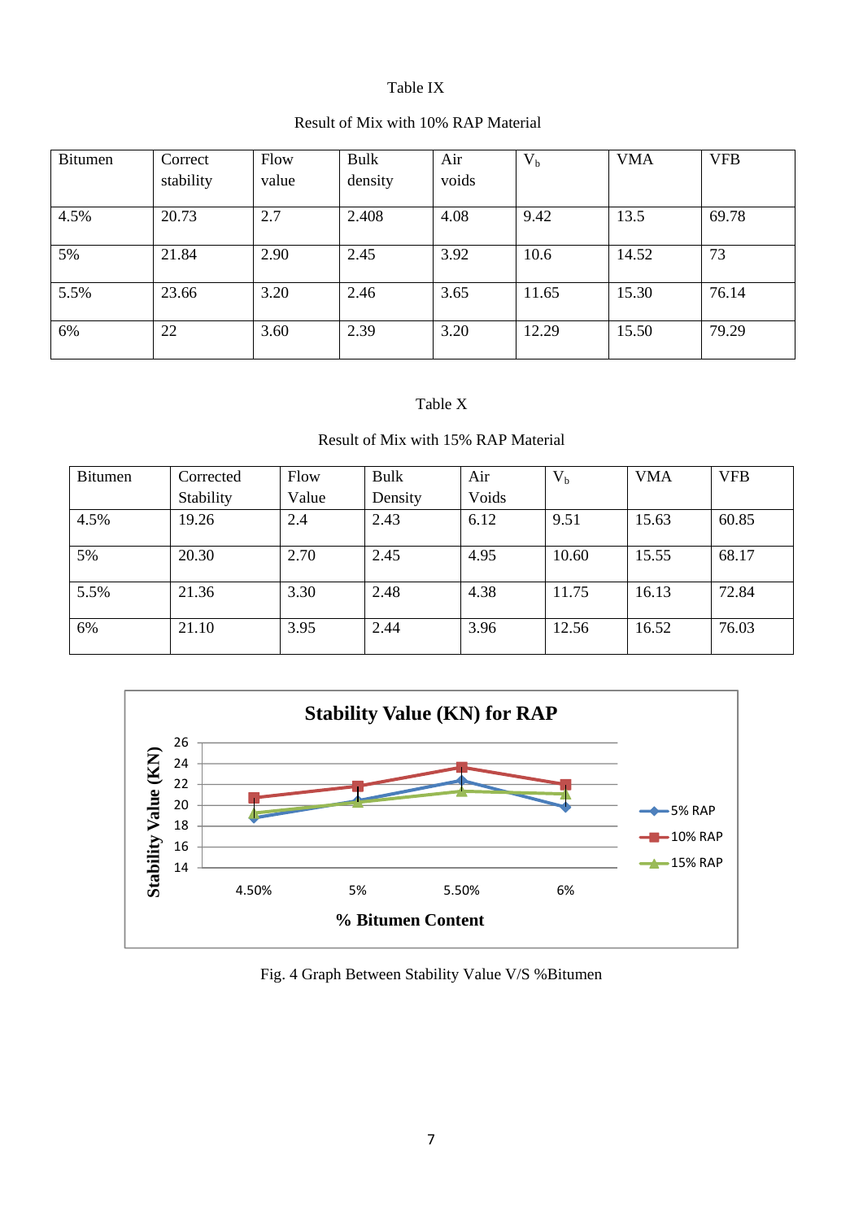Table IX

Result of Mix with 10% RAP Material

| Bitumen | Correct stability | Flow value | Bulk density | Air voids | $V_b$ | VMA | VFB |
|---|---|---|---|---|---|---|---|
| 4.5% | 20.73 | 2.7 | 2.408 | 4.08 | 9.42 | 13.5 | 69.78 |
| 5% | 21.84 | 2.90 | 2.45 | 3.92 | 10.6 | 14.52 | 73 |
| 5.5% | 23.66 | 3.20 | 2.46 | 3.65 | 11.65 | 15.30 | 76.14 |
| 6% | 22 | 3.60 | 2.39 | 3.20 | 12.29 | 15.50 | 79.29 |

Table X

Result of Mix with 15% RAP Material

| Bitumen | Corrected Stability | Flow Value | Bulk Density | Air Voids | $V_b$ | VMA | VFB |
|---|---|---|---|---|---|---|---|
| 4.5% | 19.26 | 2.4 | 2.43 | 6.12 | 9.51 | 15.63 | 60.85 |
| 5% | 20.30 | 2.70 | 2.45 | 4.95 | 10.60 | 15.55 | 68.17 |
| 5.5% | 21.36 | 3.30 | 2.48 | 4.38 | 11.75 | 16.13 | 72.84 |
| 6% | 21.10 | 3.95 | 2.44 | 3.96 | 12.56 | 16.52 | 76.03 |

**Stability Value (KN) for RAP**

Stability Value (KN): 14, 16, 18, 20, 22, 24, 26

% Bitumen Content: 4.50%, 5%, 5.50%, 6%

Legend: 5% RAP, 10% RAP, 15% RAP

Fig. 4 Graph Between Stability Value V/S %Bitumen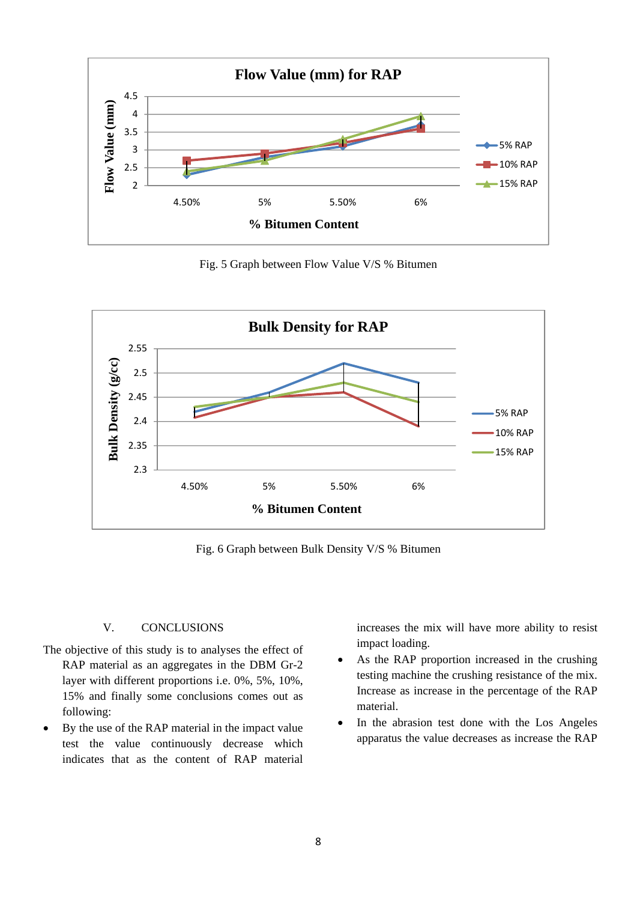Fig. 5 Graph between Flow Value V/S % Bitumen

Fig. 6 Graph between Bulk Density V/S % Bitumen

## V. CONCLUSIONS

The objective of this study is to analyses the effect of RAP material as an aggregates in the DBM Gr-2 layer with different proportions i.e. 0%, 5%, 10%, 15% and finally some conclusions comes out as following:

- By the use of the RAP material in the impact value test the value continuously decrease which indicates that as the content of RAP material increases the mix will have more ability to resist impact loading.
- As the RAP proportion increased in the crushing testing machine the crushing resistance of the mix. Increase as increase in the percentage of the RAP material.
- In the abrasion test done with the Los Angeles apparatus the value decreases as increase the RAP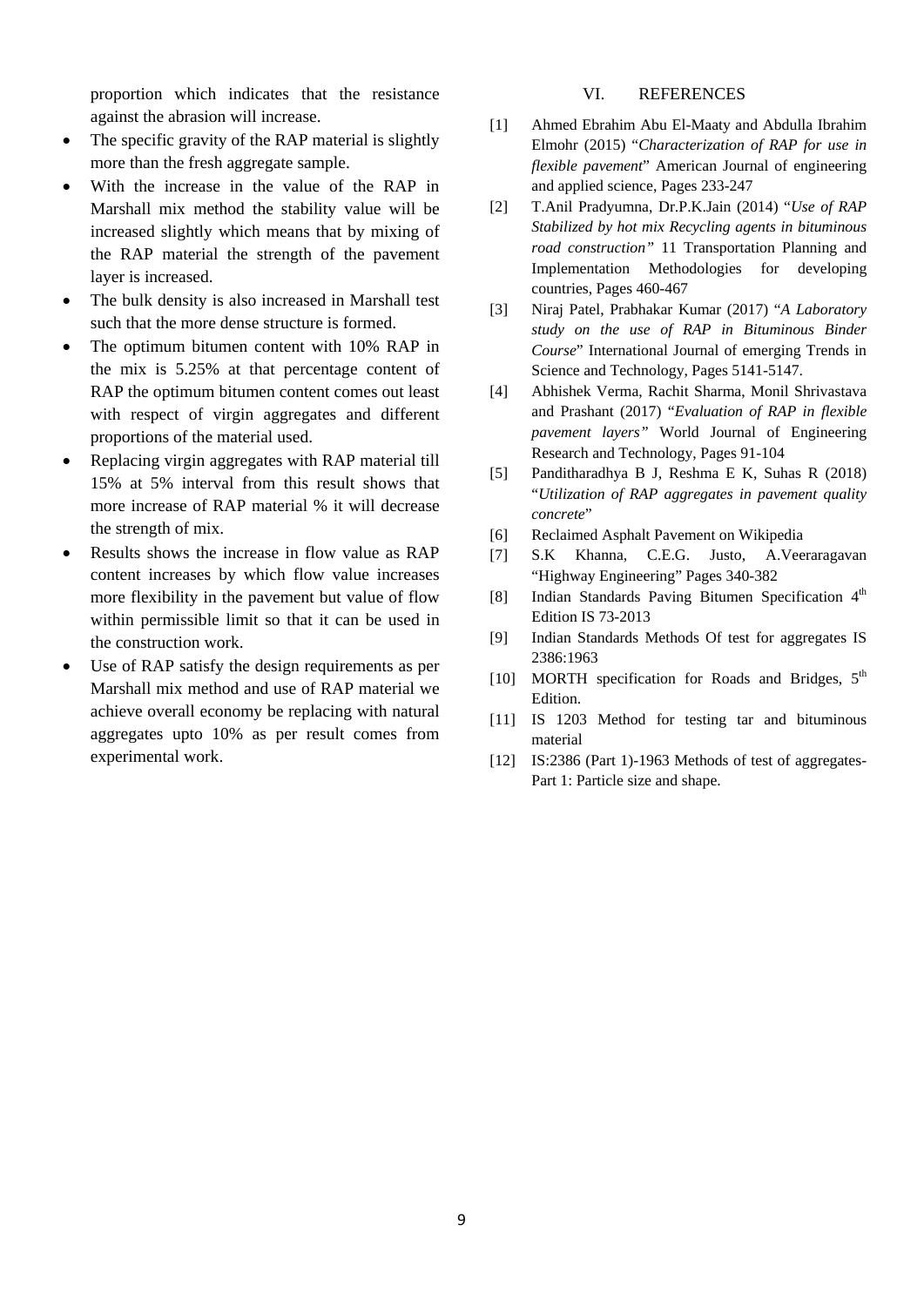proportion which indicates that the resistance against the abrasion will increase.

- The specific gravity of the RAP material is slightly more than the fresh aggregate sample.
- With the increase in the value of the RAP in Marshall mix method the stability value will be increased slightly which means that by mixing of the RAP material the strength of the pavement layer is increased.
- The bulk density is also increased in Marshall test such that the more dense structure is formed.
- The optimum bitumen content with 10% RAP in the mix is 5.25% at that percentage content of RAP the optimum bitumen content comes out least with respect of virgin aggregates and different proportions of the material used.
- Replacing virgin aggregates with RAP material till 15% at 5% interval from this result shows that more increase of RAP material % it will decrease the strength of mix.
- Results shows the increase in flow value as RAP content increases by which flow value increases more flexibility in the pavement but value of flow within permissible limit so that it can be used in the construction work.
- Use of RAP satisfy the design requirements as per Marshall mix method and use of RAP material we achieve overall economy be replacing with natural aggregates upto 10% as per result comes from experimental work.

## VI. REFERENCES

[1] Ahmed Ebrahim Abu El-Maaty and Abdulla Ibrahim Elmohr (2015) "*Characterization of RAP for use in flexible pavement*" American Journal of engineering and applied science, Pages 233-247

[2] T.Anil Pradyumna, Dr.P.K.Jain (2014) "*Use of RAP Stabilized by hot mix Recycling agents in bituminous road construction"* 11 Transportation Planning and Implementation Methodologies for developing countries, Pages 460-467

[3] Niraj Patel, Prabhakar Kumar (2017) "*A Laboratory study on the use of RAP in Bituminous Binder Course*" International Journal of emerging Trends in Science and Technology, Pages 5141-5147.

[4] Abhishek Verma, Rachit Sharma, Monil Shrivastava and Prashant (2017) "*Evaluation of RAP in flexible pavement layers"* World Journal of Engineering Research and Technology, Pages 91-104

[5] Panditharadhya B J, Reshma E K, Suhas R (2018) "*Utilization of RAP aggregates in pavement quality concrete*"

[6] Reclaimed Asphalt Pavement on Wikipedia

[7] S.K Khanna, C.E.G. Justo, A.Veeraragavan "Highway Engineering" Pages 340-382

[8] Indian Standards Paving Bitumen Specification 4th Edition IS 73-2013

[9] Indian Standards Methods Of test for aggregates IS 2386:1963

[10] MORTH specification for Roads and Bridges, 5th Edition.

[11] IS 1203 Method for testing tar and bituminous material

[12] IS:2386 (Part 1)-1963 Methods of test of aggregates-Part 1: Particle size and shape.